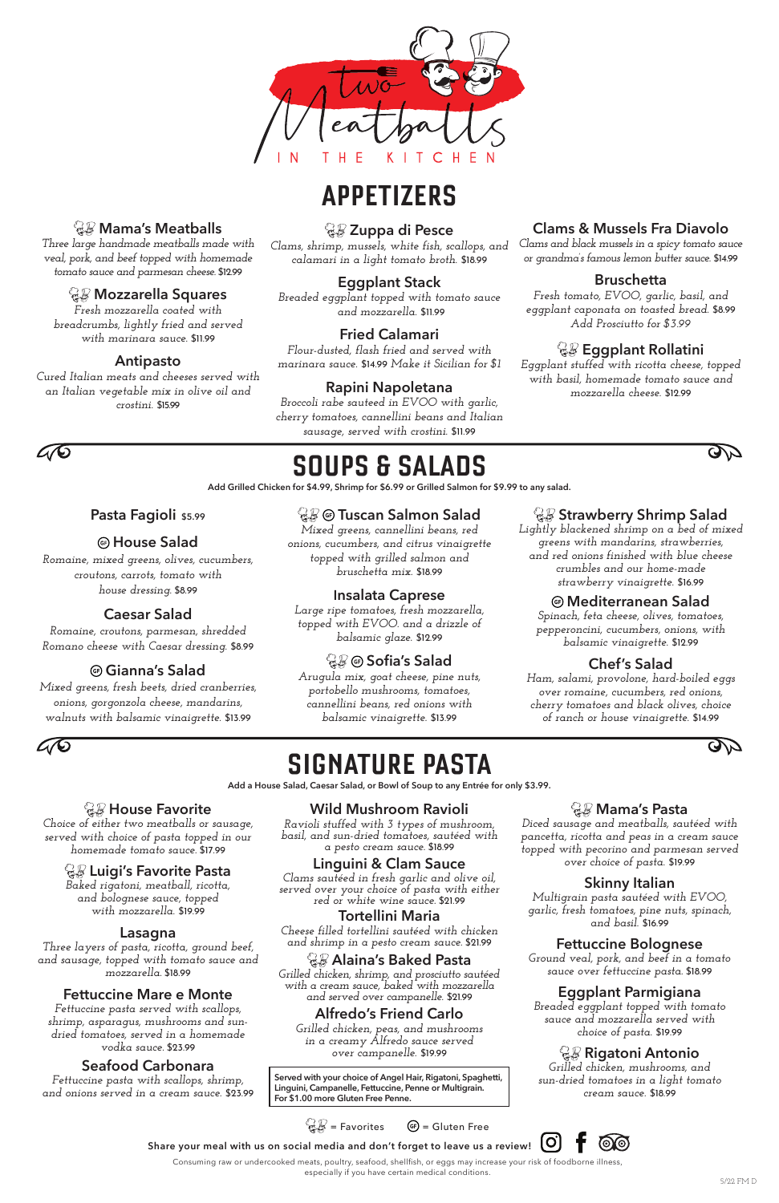# Two Meatballs IN THE KITCHEN

## APPETIZERS

### 🍝 Mama's Meatballs
*Three large handmade meatballs made with veal, pork, and beef topped with homemade tomato sauce and parmesan cheese.* $12.99

### 🍝 Mozzarella Squares
*Fresh mozzarella coated with breadcrumbs, lightly fried and served with marinara sauce.* $11.99

### Antipasto
*Cured Italian meats and cheeses served with an Italian vegetable mix in olive oil and crostini.* $15.99

### 🍝 Zuppa di Pesce
*Clams, shrimp, mussels, white fish, scallops, and calamari in a light tomato broth.* $18.99

### Eggplant Stack
*Breaded eggplant topped with tomato sauce and mozzarella.* $11.99

### Fried Calamari
*Flour-dusted, flash fried and served with marinara sauce.* $14.99 *Make it Sicilian for $1*

### Rapini Napoletana
*Broccoli rabe sauteed in EVOO with garlic, cherry tomatoes, cannellini beans and Italian sausage, served with crostini.* $11.99

### Clams & Mussels Fra Diavolo
*Clams and black mussels in a spicy tomato sauce or grandma's famous lemon butter sauce.* $14.99

### Bruschetta
*Fresh tomato, EVOO, garlic, basil, and eggplant caponata on toasted bread.* $8.99
*Add Prosciutto for $3.99*

### 🍝 Eggplant Rollatini
*Eggplant stuffed with ricotta cheese, topped with basil, homemade tomato sauce and mozzarella cheese.* $12.99

## SOUPS & SALADS

**Add Grilled Chicken for $4.99, Shrimp for $6.99 or Grilled Salmon for $9.99 to any salad.**

### Pasta Fagioli $5.99

### (GF) House Salad
*Romaine, mixed greens, olives, cucumbers, croutons, carrots, tomato with house dressing.* $8.99

### Caesar Salad
*Romaine, croutons, parmesan, shredded Romano cheese with Caesar dressing.* $8.99

### (GF) Gianna's Salad
*Mixed greens, fresh beets, dried cranberries, onions, gorgonzola cheese, mandarins, walnuts with balsamic vinaigrette.* $13.99

### 🍝 (GF) Tuscan Salmon Salad
*Mixed greens, cannellini beans, red onions, cucumbers, and citrus vinaigrette topped with grilled salmon and bruschetta mix.* $18.99

### Insalata Caprese
*Large ripe tomatoes, fresh mozzarella, topped with EVOO. and a drizzle of balsamic glaze.* $12.99

### 🍝 (GF) Sofia's Salad
*Arugula mix, goat cheese, pine nuts, portobello mushrooms, tomatoes, cannellini beans, red onions with balsamic vinaigrette.* $13.99

### 🍝 Strawberry Shrimp Salad
*Lightly blackened shrimp on a bed of mixed greens with mandarins, strawberries, and red onions finished with blue cheese crumbles and our home-made strawberry vinaigrette.* $16.99

### (GF) Mediterranean Salad
*Spinach, feta cheese, olives, tomatoes, pepperoncini, cucumbers, onions, with balsamic vinaigrette.* $12.99

### Chef's Salad
*Ham, salami, provolone, hard-boiled eggs over romaine, cucumbers, red onions, cherry tomatoes and black olives, choice of ranch or house vinaigrette.* $14.99

## SIGNATURE PASTA

**Add a House Salad, Caesar Salad, or Bowl of Soup to any Entrée for only $3.99.**

### 🍝 House Favorite
*Choice of either two meatballs or sausage, served with choice of pasta topped in our homemade tomato sauce.* $17.99

### 🍝 Luigi's Favorite Pasta
*Baked rigatoni, meatball, ricotta, and bolognese sauce, topped with mozzarella.* $19.99

### Lasagna
*Three layers of pasta, ricotta, ground beef, and sausage, topped with tomato sauce and mozzarella.* $18.99

### Fettuccine Mare e Monte
*Fettuccine pasta served with scallops, shrimp, asparagus, mushrooms and sun-dried tomatoes, served in a homemade vodka sauce.* $23.99

### Seafood Carbonara
*Fettuccine pasta with scallops, shrimp, and onions served in a cream sauce.* $23.99

### Wild Mushroom Ravioli
*Ravioli stuffed with 3 types of mushroom, basil, and sun-dried tomatoes, sautéed with a pesto cream sauce.* $18.99

### Linguini & Clam Sauce
*Clams sautéed in fresh garlic and olive oil, served over your choice of pasta with either red or white wine sauce.* $21.99

### Tortellini Maria
*Cheese filled tortellini sautéed with chicken and shrimp in a pesto cream sauce.* $21.99

### 🍝 Alaina's Baked Pasta
*Grilled chicken, shrimp, and prosciutto sautéed with a cream sauce, baked with mozzarella and served over campanelle.* $21.99

### Alfredo's Friend Carlo
*Grilled chicken, peas, and mushrooms in a creamy Alfredo sauce served over campanelle.* $19.99

**Served with your choice of Angel Hair, Rigatoni, Spaghetti, Linguini, Campanelle, Fettuccine, Penne or Multigrain. For $1.00 more Gluten Free Penne.**

### 🍝 Mama's Pasta
*Diced sausage and meatballs, sautéed with pancetta, ricotta and peas in a cream sauce topped with pecorino and parmesan served over choice of pasta.* $19.99

### Skinny Italian
*Multigrain pasta sautéed with EVOO, garlic, fresh tomatoes, pine nuts, spinach, and basil.* $16.99

### Fettuccine Bolognese
*Ground veal, pork, and beef in a tomato sauce over fettuccine pasta.* $18.99

### Eggplant Parmigiana
*Breaded eggplant topped with tomato sauce and mozzarella served with choice of pasta.* $19.99

### 🍝 Rigatoni Antonio
*Grilled chicken, mushrooms, and sun-dried tomatoes in a light tomato cream sauce.* $18.99

🍝 = Favorites (GF) = Gluten Free

**Share your meal with us on social media and don't forget to leave us a review!**

Consuming raw or undercooked meats, poultry, seafood, shellfish, or eggs may increase your risk of foodborne illness, especially if you have certain medical conditions.

5/22 FM D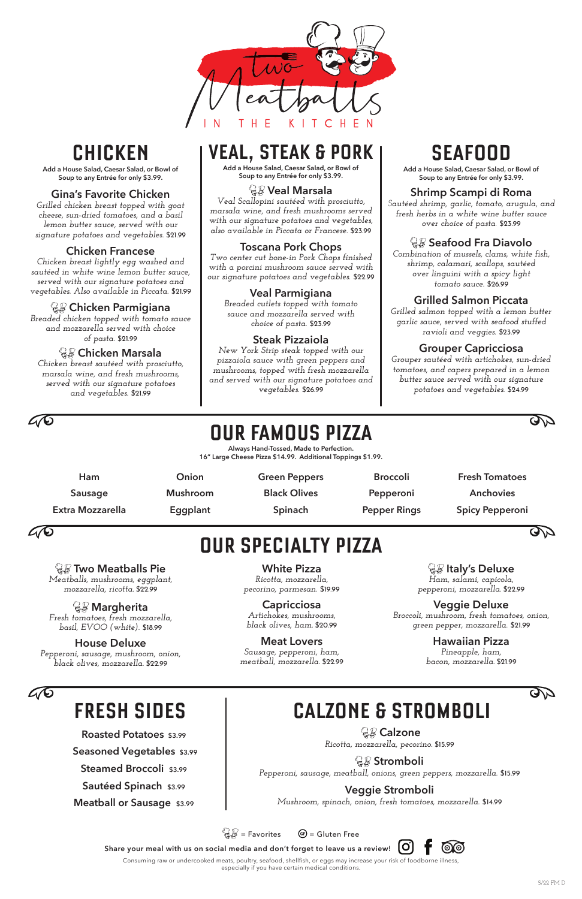# Two Meatballs IN THE KITCHEN

## CHICKEN

Add a House Salad, Caesar Salad, or Bowl of Soup to any Entrée for only $3.99.

### Gina's Favorite Chicken

*Grilled chicken breast topped with goat cheese, sun-dried tomatoes, and a basil lemon butter sauce, served with our signature potatoes and vegetables.* $21.99

### Chicken Francese

*Chicken breast lightly egg washed and sautéed in white wine lemon butter sauce, served with our signature potatoes and vegetables. Also available in Piccata.* $21.99

### Chicken Parmigiana

*Breaded chicken topped with tomato sauce and mozzarella served with choice of pasta.* $21.99

### Chicken Marsala

*Chicken breast sautéed with prosciutto, marsala wine, and fresh mushrooms, served with our signature potatoes and vegetables.* $21.99

## VEAL, STEAK & PORK

Add a House Salad, Caesar Salad, or Bowl of Soup to any Entrée for only $3.99.

### Veal Marsala

*Veal Scallopini sautéed with prosciutto, marsala wine, and fresh mushrooms served with our signature potatoes and vegetables, also available in Piccata or Francese.* $23.99

### Toscana Pork Chops

*Two center cut bone-in Pork Chops finished with a porcini mushroom sauce served with our signature potatoes and vegetables.* $22.99

### Veal Parmigiana

*Breaded cutlets topped with tomato sauce and mozzarella served with choice of pasta.* $23.99

### Steak Pizzaiola

*New York Strip steak topped with our pizzaiola sauce with green peppers and mushrooms, topped with fresh mozzarella and served with our signature potatoes and vegetables.* $26.99

## SEAFOOD

Add a House Salad, Caesar Salad, or Bowl of Soup to any Entrée for only $3.99.

### Shrimp Scampi di Roma

*Sautéed shrimp, garlic, tomato, arugula, and fresh herbs in a white wine butter sauce over choice of pasta.* $23.99

### Seafood Fra Diavolo

*Combination of mussels, clams, white fish, shrimp, calamari, scallops, sautéed over linguini with a spicy light tomato sauce.* $26.99

### Grilled Salmon Piccata

*Grilled salmon topped with a lemon butter garlic sauce, served with seafood stuffed ravioli and veggies.* $23.99

### Grouper Capricciosa

*Grouper sautéed with artichokes, sun-dried tomatoes, and capers prepared in a lemon butter sauce served with our signature potatoes and vegetables.* $24.99

## OUR FAMOUS PIZZA

Always Hand-Tossed, Made to Perfection.
16" Large Cheese Pizza $14.99. Additional Toppings $1.99.

| | | | | |
|---|---|---|---|---|
| Ham | Onion | Green Peppers | Broccoli | Fresh Tomatoes |
| Sausage | Mushroom | Black Olives | Pepperoni | Anchovies |
| Extra Mozzarella | Eggplant | Spinach | Pepper Rings | Spicy Pepperoni |

## OUR SPECIALTY PIZZA

### Two Meatballs Pie

*Meatballs, mushrooms, eggplant, mozzarella, ricotta.* $22.99

### Margherita

*Fresh tomatoes, fresh mozzarella, basil, EVOO (white).* $18.99

### House Deluxe

*Pepperoni, sausage, mushroom, onion, black olives, mozzarella.* $22.99

### White Pizza

*Ricotta, mozzarella, pecorino, parmesan.* $19.99

### Capricciosa

*Artichokes, mushrooms, black olives, ham.* $20.99

### Meat Lovers

*Sausage, pepperoni, ham, meatball, mozzarella.* $22.99

### Italy's Deluxe

*Ham, salami, capicola, pepperoni, mozzarella.* $22.99

### Veggie Deluxe

*Broccoli, mushroom, fresh tomatoes, onion, green pepper, mozzarella.* $21.99

### Hawaiian Pizza

*Pineapple, ham, bacon, mozzarella.* $21.99

## FRESH SIDES

- Roasted Potatoes $3.99
- Seasoned Vegetables $3.99
- Steamed Broccoli $3.99
- Sautéed Spinach $3.99
- Meatball or Sausage $3.99

## CALZONE & STROMBOLI

### Calzone

*Ricotta, mozzarella, pecorino.* $15.99

### Stromboli

*Pepperoni, sausage, meatball, onions, green peppers, mozzarella.* $15.99

### Veggie Stromboli

*Mushroom, spinach, onion, fresh tomatoes, mozzarella.* $14.99

= Favorites   GF = Gluten Free

Share your meal with us on social media and don't forget to leave us a review!

Consuming raw or undercooked meats, poultry, seafood, shellfish, or eggs may increase your risk of foodborne illness, especially if you have certain medical conditions.

5/22 FM D